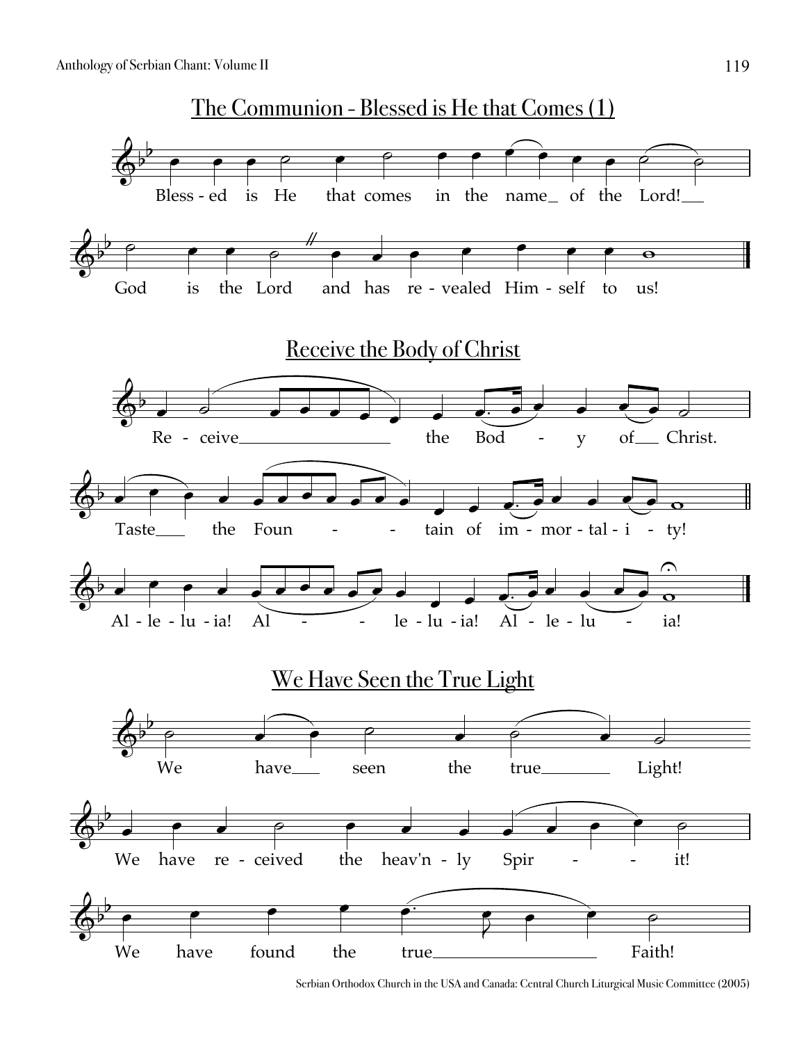## The Communion - Blessed is He that Comes (1)

Bless - ed is He that comes in the name_ of the Lord!___

God is the Lord and has re - vealed Him - self to us!

## Receive the Body of Christ

Re - ceive___ the Bod - y of___ Christ.

Taste___ the Foun - - tain of im - mor - tal - i - ty!

Al - le - lu - ia! Al - - le - lu - ia! Al - le - lu - ia!

## We Have Seen the True Light

We have___ seen the true___ Light!

We have re - ceived the heav'n - ly Spir - - it!

We have found the true___ Faith!

Serbian Orthodox Church in the USA and Canada: Central Church Liturgical Music Committee (2005)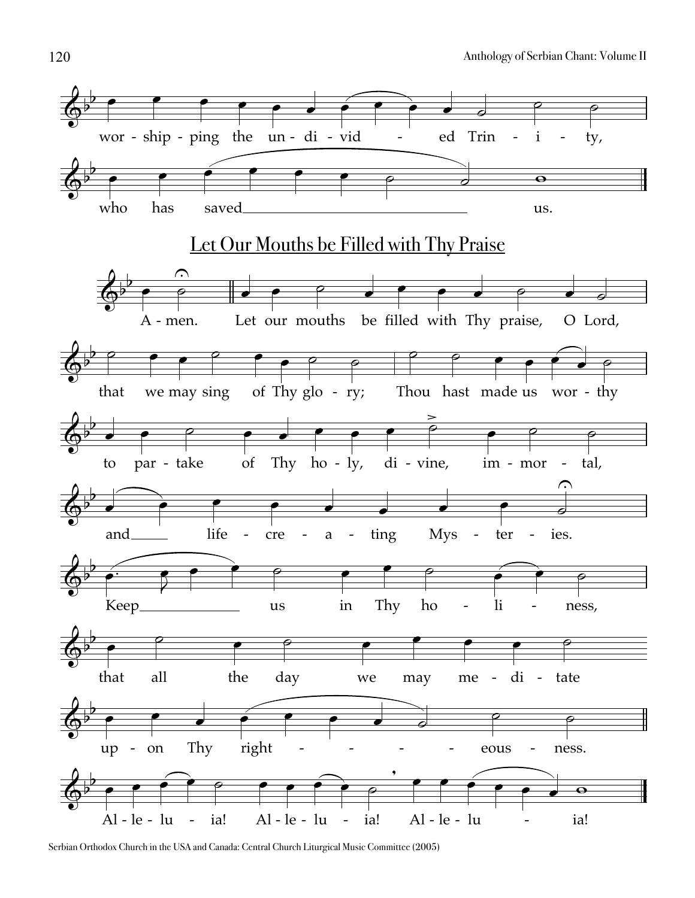worship-ping the un-di-vid - ed Trin - i - ty,

who has saved us.

## Let Our Mouths be Filled with Thy Praise

A-men. Let our mouths be filled with Thy praise, O Lord,

that we may sing of Thy glo-ry; Thou hast made us wor-thy

to par-take of Thy ho-ly, di-vine, im-mor-tal,

and life-cre-a-ting Mys-ter-ies.

Keep us in Thy ho-li-ness,

that all the day we may me-di-tate

up-on Thy right - - - - eous-ness.

Al-le-lu-ia! Al-le-lu-ia! Al-le-lu - ia!

Serbian Orthodox Church in the USA and Canada: Central Church Liturgical Music Committee (2005)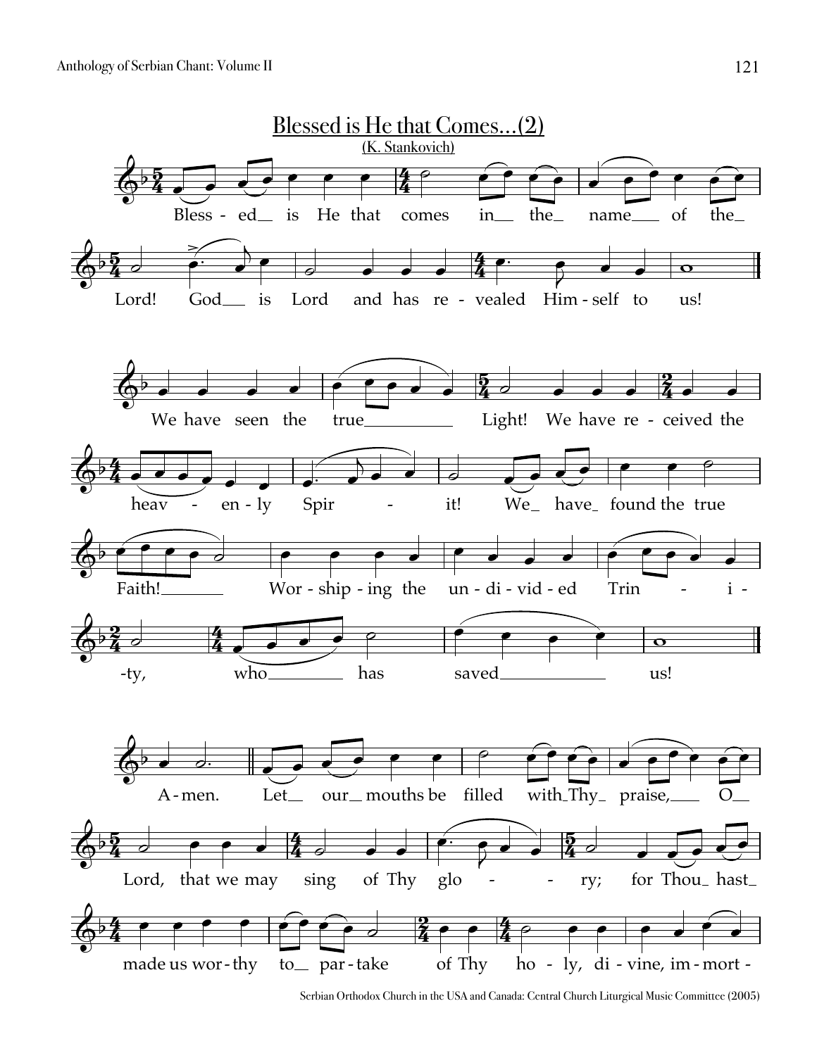## Blessed is He that Comes…(2)

(K. Stankovich)

Bless - ed__ is He that comes in__ the_ name___ of the_ Lord! God__ is Lord and has re - vealed Him - self to us!

We have seen the true__________ Light! We have re - ceived the heav - en - ly Spir - it! We_ have_ found the true Faith!_______ Wor - ship - ing the un - di - vid - ed Trin - i - -ty, who________ has saved___________ us!

A - men. Let__ our__ mouths be filled with_Thy_ praise,___ O__ Lord, that we may sing of Thy glo - - ry; for Thou_ hast_ made us wor - thy to__ par - take of Thy ho - ly, di - vine, im - mort -

Serbian Orthodox Church in the USA and Canada: Central Church Liturgical Music Committee (2005)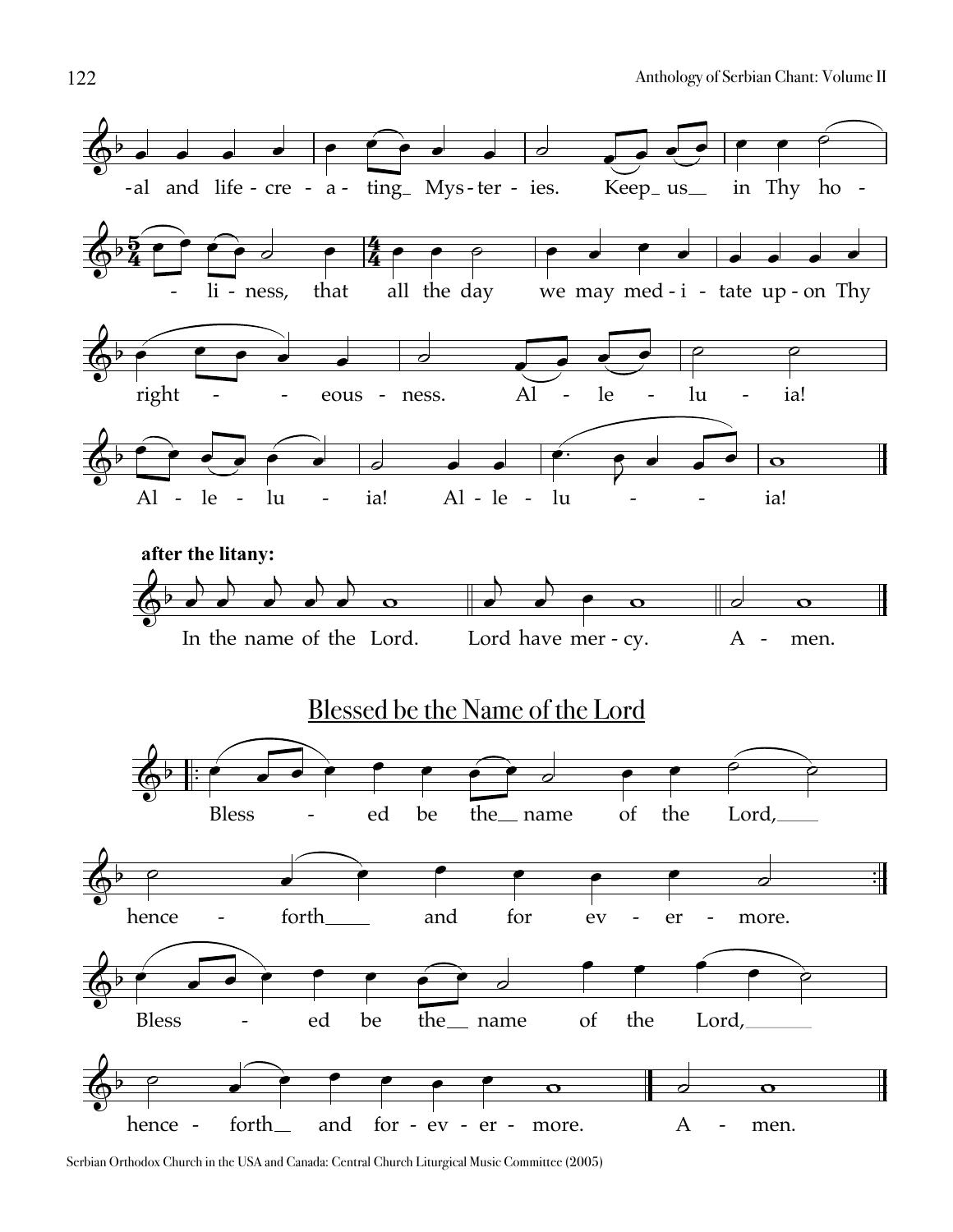-al and life-creating Mysteries. Keep us in Thy holiness, that all the day we may meditate upon Thy righteousness. Alleluia! Alleluia! Alleluia!

**after the litany:**

In the name of the Lord. Lord have mercy. Amen.

## Blessed be the Name of the Lord

Blessed be the name of the Lord, henceforth and for evermore.

Blessed be the name of the Lord, henceforth and for evermore. Amen.

Serbian Orthodox Church in the USA and Canada: Central Church Liturgical Music Committee (2005)